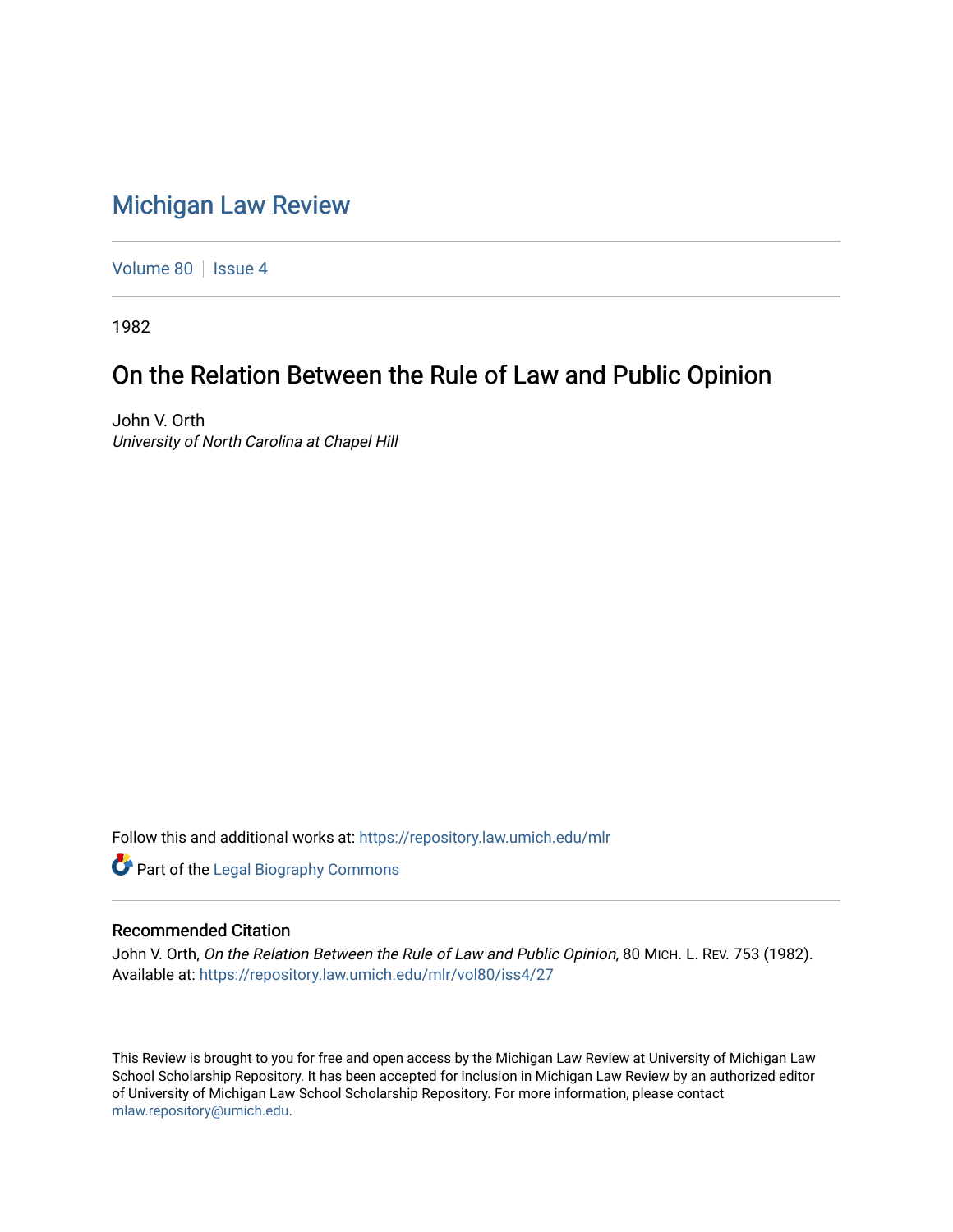# Michigan Law Review

Volume 80 | Issue 4

1982

## On the Relation Between the Rule of Law and Public Opinion

John V. Orth
*University of North Carolina at Chapel Hill*

Follow this and additional works at: https://repository.law.umich.edu/mlr

Part of the Legal Biography Commons

### Recommended Citation

John V. Orth, *On the Relation Between the Rule of Law and Public Opinion*, 80 MICH. L. REV. 753 (1982).
Available at: https://repository.law.umich.edu/mlr/vol80/iss4/27

This Review is brought to you for free and open access by the Michigan Law Review at University of Michigan Law School Scholarship Repository. It has been accepted for inclusion in Michigan Law Review by an authorized editor of University of Michigan Law School Scholarship Repository. For more information, please contact mlaw.repository@umich.edu.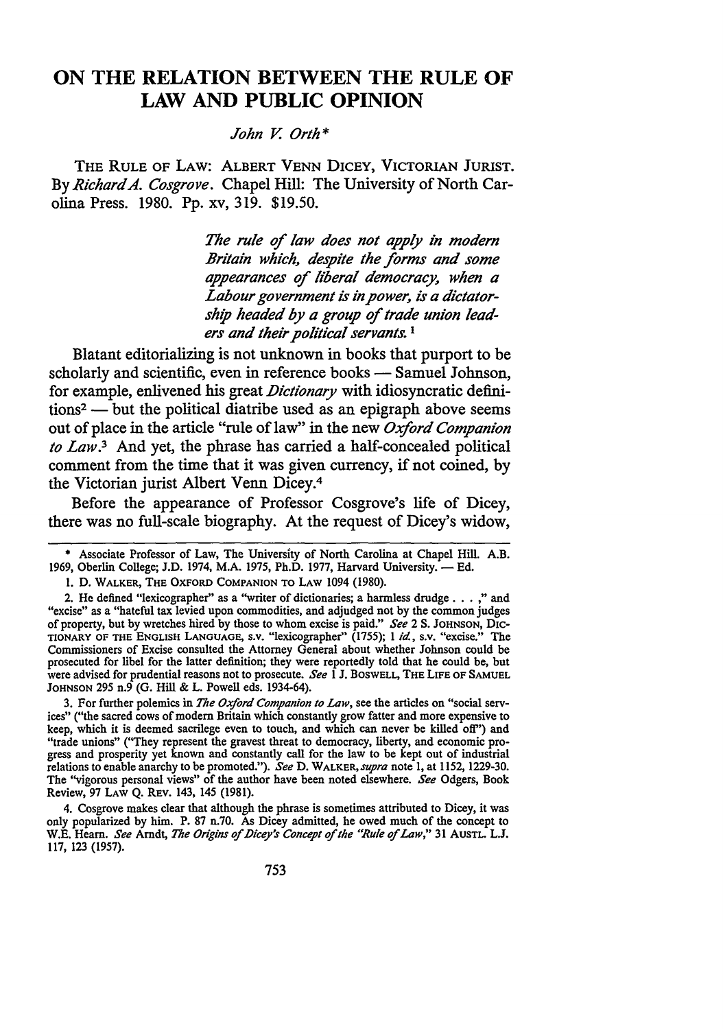# ON THE RELATION BETWEEN THE RULE OF LAW AND PUBLIC OPINION

*John V. Orth\**

THE RULE OF LAW: ALBERT VENN DICEY, VICTORIAN JURIST. By *Richard A. Cosgrove*. Chapel Hill: The University of North Carolina Press. 1980. Pp. xv, 319. $19.50.

> *The rule of law does not apply in modern Britain which, despite the forms and some appearances of liberal democracy, when a Labour government is in power, is a dictatorship headed by a group of trade union leaders and their political servants.*[1]

Blatant editorializing is not unknown in books that purport to be scholarly and scientific, even in reference books — Samuel Johnson, for example, enlivened his great *Dictionary* with idiosyncratic definitions[2] — but the political diatribe used as an epigraph above seems out of place in the article "rule of law" in the new *Oxford Companion to Law*.[3] And yet, the phrase has carried a half-concealed political comment from the time that it was given currency, if not coined, by the Victorian jurist Albert Venn Dicey.[4]

Before the appearance of Professor Cosgrove's life of Dicey, there was no full-scale biography. At the request of Dicey's widow,

---

\* Associate Professor of Law, The University of North Carolina at Chapel Hill. A.B. 1969, Oberlin College; J.D. 1974, M.A. 1975, Ph.D. 1977, Harvard University. — Ed.

1. D. WALKER, THE OXFORD COMPANION TO LAW 1094 (1980).

2. He defined "lexicographer" as a "writer of dictionaries; a harmless drudge . . . ," and "excise" as a "hateful tax levied upon commodities, and adjudged not by the common judges of property, but by wretches hired by those to whom excise is paid." *See* 2 S. JOHNSON, DICTIONARY OF THE ENGLISH LANGUAGE, s.v. "lexicographer" (1755); 1 *id.*, s.v. "excise." The Commissioners of Excise consulted the Attorney General about whether Johnson could be prosecuted for libel for the latter definition; they were reportedly told that he could be, but were advised for prudential reasons not to prosecute. *See* 1 J. BOSWELL, THE LIFE OF SAMUEL JOHNSON 295 n.9 (G. Hill & L. Powell eds. 1934-64).

3. For further polemics in *The Oxford Companion to Law*, see the articles on "social services" ("the sacred cows of modern Britain which constantly grow fatter and more expensive to keep, which it is deemed sacrilege even to touch, and which can never be killed off") and "trade unions" ("They represent the gravest threat to democracy, liberty, and economic progress and prosperity yet known and constantly call for the law to be kept out of industrial relations to enable anarchy to be promoted."). *See* D. WALKER, *supra* note 1, at 1152, 1229-30. The "vigorous personal views" of the author have been noted elsewhere. *See* Odgers, Book Review, 97 LAW Q. REV. 143, 145 (1981).

4. Cosgrove makes clear that although the phrase is sometimes attributed to Dicey, it was only popularized by him. P. 87 n.70. As Dicey admitted, he owed much of the concept to W.E. Hearn. *See* Arndt, *The Origins of Dicey's Concept of the "Rule of Law,"* 31 AUSTL. L.J. 117, 123 (1957).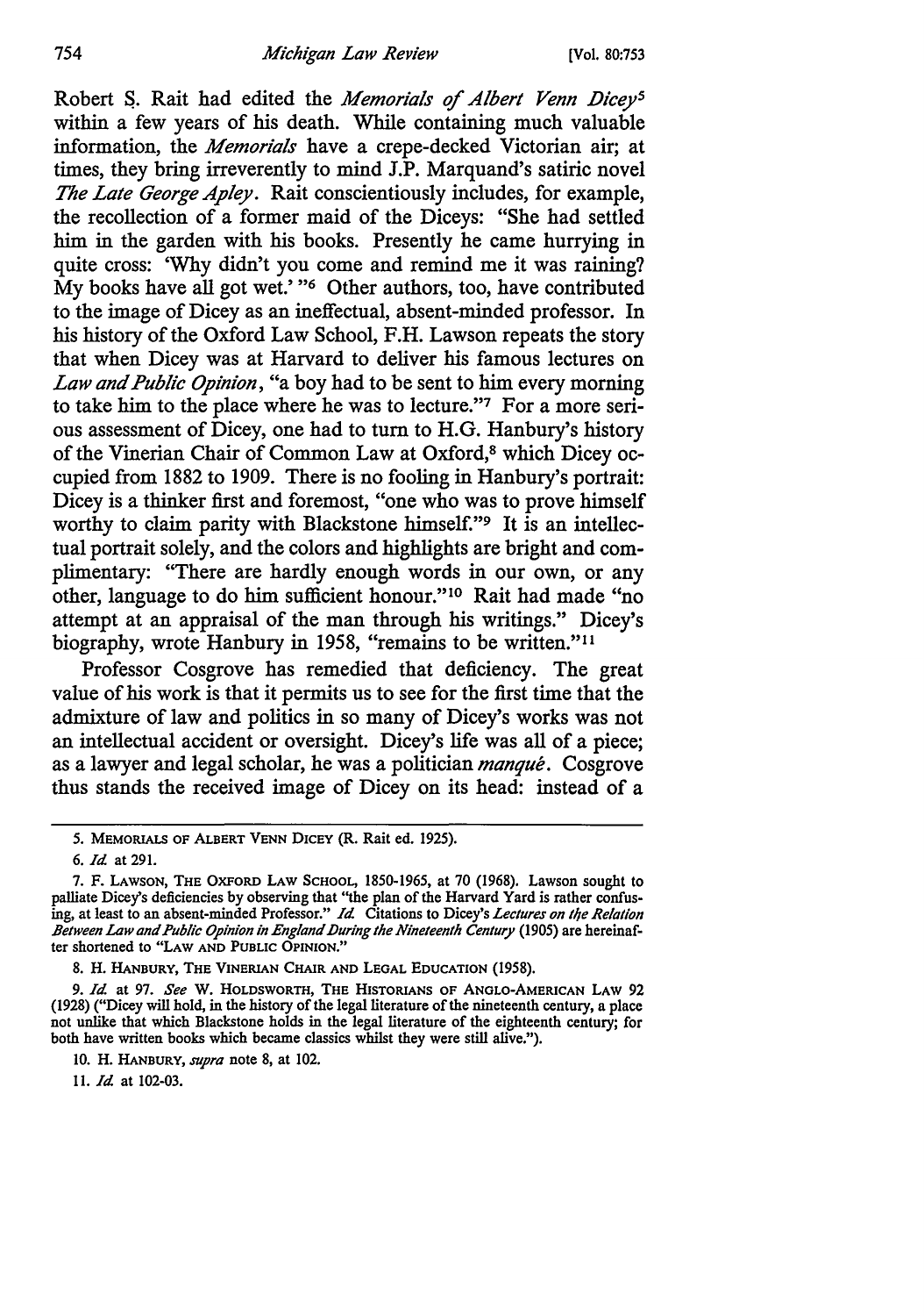Robert S. Rait had edited the *Memorials of Albert Venn Dicey*[5] within a few years of his death. While containing much valuable information, the *Memorials* have a crepe-decked Victorian air; at times, they bring irreverently to mind J.P. Marquand's satiric novel *The Late George Apley*. Rait conscientiously includes, for example, the recollection of a former maid of the Diceys: "She had settled him in the garden with his books. Presently he came hurrying in quite cross: 'Why didn't you come and remind me it was raining? My books have all got wet.' "[6] Other authors, too, have contributed to the image of Dicey as an ineffectual, absent-minded professor. In his history of the Oxford Law School, F.H. Lawson repeats the story that when Dicey was at Harvard to deliver his famous lectures on *Law and Public Opinion*, "a boy had to be sent to him every morning to take him to the place where he was to lecture."[7] For a more serious assessment of Dicey, one had to turn to H.G. Hanbury's history of the Vinerian Chair of Common Law at Oxford,[8] which Dicey occupied from 1882 to 1909. There is no fooling in Hanbury's portrait: Dicey is a thinker first and foremost, "one who was to prove himself worthy to claim parity with Blackstone himself."[9] It is an intellectual portrait solely, and the colors and highlights are bright and complimentary: "There are hardly enough words in our own, or any other, language to do him sufficient honour."[10] Rait had made "no attempt at an appraisal of the man through his writings." Dicey's biography, wrote Hanbury in 1958, "remains to be written."[11]

Professor Cosgrove has remedied that deficiency. The great value of his work is that it permits us to see for the first time that the admixture of law and politics in so many of Dicey's works was not an intellectual accident or oversight. Dicey's life was all of a piece; as a lawyer and legal scholar, he was a politician *manqué*. Cosgrove thus stands the received image of Dicey on its head: instead of a

---

5. MEMORIALS OF ALBERT VENN DICEY (R. Rait ed. 1925).

6. *Id.* at 291.

7. F. LAWSON, THE OXFORD LAW SCHOOL, 1850-1965, at 70 (1968). Lawson sought to palliate Dicey's deficiencies by observing that "the plan of the Harvard Yard is rather confusing, at least to an absent-minded Professor." *Id.* Citations to Dicey's *Lectures on the Relation Between Law and Public Opinion in England During the Nineteenth Century* (1905) are hereinafter shortened to "LAW AND PUBLIC OPINION."

8. H. HANBURY, THE VINERIAN CHAIR AND LEGAL EDUCATION (1958).

9. *Id.* at 97. *See* W. HOLDSWORTH, THE HISTORIANS OF ANGLO-AMERICAN LAW 92 (1928) ("Dicey will hold, in the history of the legal literature of the nineteenth century, a place not unlike that which Blackstone holds in the legal literature of the eighteenth century; for both have written books which became classics whilst they were still alive.").

10. H. HANBURY, *supra* note 8, at 102.

11. *Id.* at 102-03.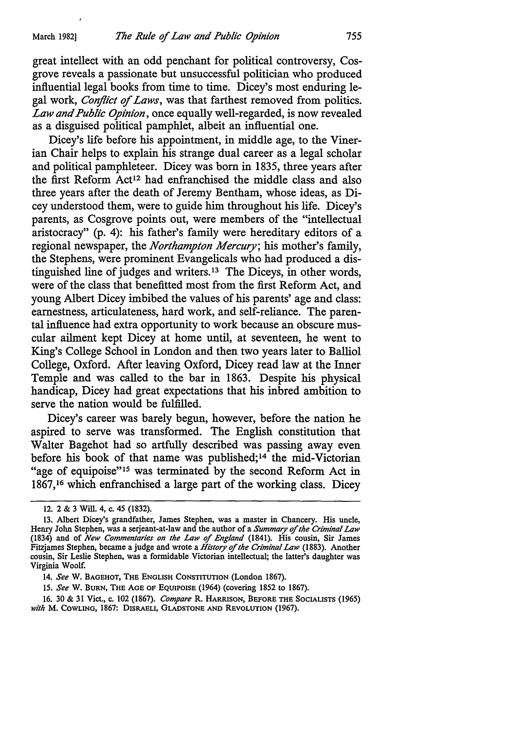great intellect with an odd penchant for political controversy, Cosgrove reveals a passionate but unsuccessful politician who produced influential legal books from time to time. Dicey's most enduring legal work, *Conflict of Laws*, was that farthest removed from politics. *Law and Public Opinion*, once equally well-regarded, is now revealed as a disguised political pamphlet, albeit an influential one.

Dicey's life before his appointment, in middle age, to the Vinerian Chair helps to explain his strange dual career as a legal scholar and political pamphleteer. Dicey was born in 1835, three years after the first Reform Act[12] had enfranchised the middle class and also three years after the death of Jeremy Bentham, whose ideas, as Dicey understood them, were to guide him throughout his life. Dicey's parents, as Cosgrove points out, were members of the "intellectual aristocracy" (p. 4): his father's family were hereditary editors of a regional newspaper, the *Northampton Mercury*; his mother's family, the Stephens, were prominent Evangelicals who had produced a distinguished line of judges and writers.[13] The Diceys, in other words, were of the class that benefitted most from the first Reform Act, and young Albert Dicey imbibed the values of his parents' age and class: earnestness, articulateness, hard work, and self-reliance. The parental influence had extra opportunity to work because an obscure muscular ailment kept Dicey at home until, at seventeen, he went to King's College School in London and then two years later to Balliol College, Oxford. After leaving Oxford, Dicey read law at the Inner Temple and was called to the bar in 1863. Despite his physical handicap, Dicey had great expectations that his inbred ambition to serve the nation would be fulfilled.

Dicey's career was barely begun, however, before the nation he aspired to serve was transformed. The English constitution that Walter Bagehot had so artfully described was passing away even before his book of that name was published;[14] the mid-Victorian "age of equipoise"[15] was terminated by the second Reform Act in 1867,[16] which enfranchised a large part of the working class. Dicey

---

12. 2 & 3 Will. 4, c. 45 (1832).

13. Albert Dicey's grandfather, James Stephen, was a master in Chancery. His uncle, Henry John Stephen, was a serjeant-at-law and the author of a *Summary of the Criminal Law* (1834) and of *New Commentaries on the Law of England* (1841). His cousin, Sir James Fitzjames Stephen, became a judge and wrote a *History of the Criminal Law* (1883). Another cousin, Sir Leslie Stephen, was a formidable Victorian intellectual; the latter's daughter was Virginia Woolf.

14. *See* W. BAGEHOT, THE ENGLISH CONSTITUTION (London 1867).

15. *See* W. BURN, THE AGE OF EQUIPOISE (1964) (covering 1852 to 1867).

16. 30 & 31 Vict., c. 102 (1867). *Compare* R. HARRISON, BEFORE THE SOCIALISTS (1965) *with* M. COWLING, 1867: DISRAELI, GLADSTONE AND REVOLUTION (1967).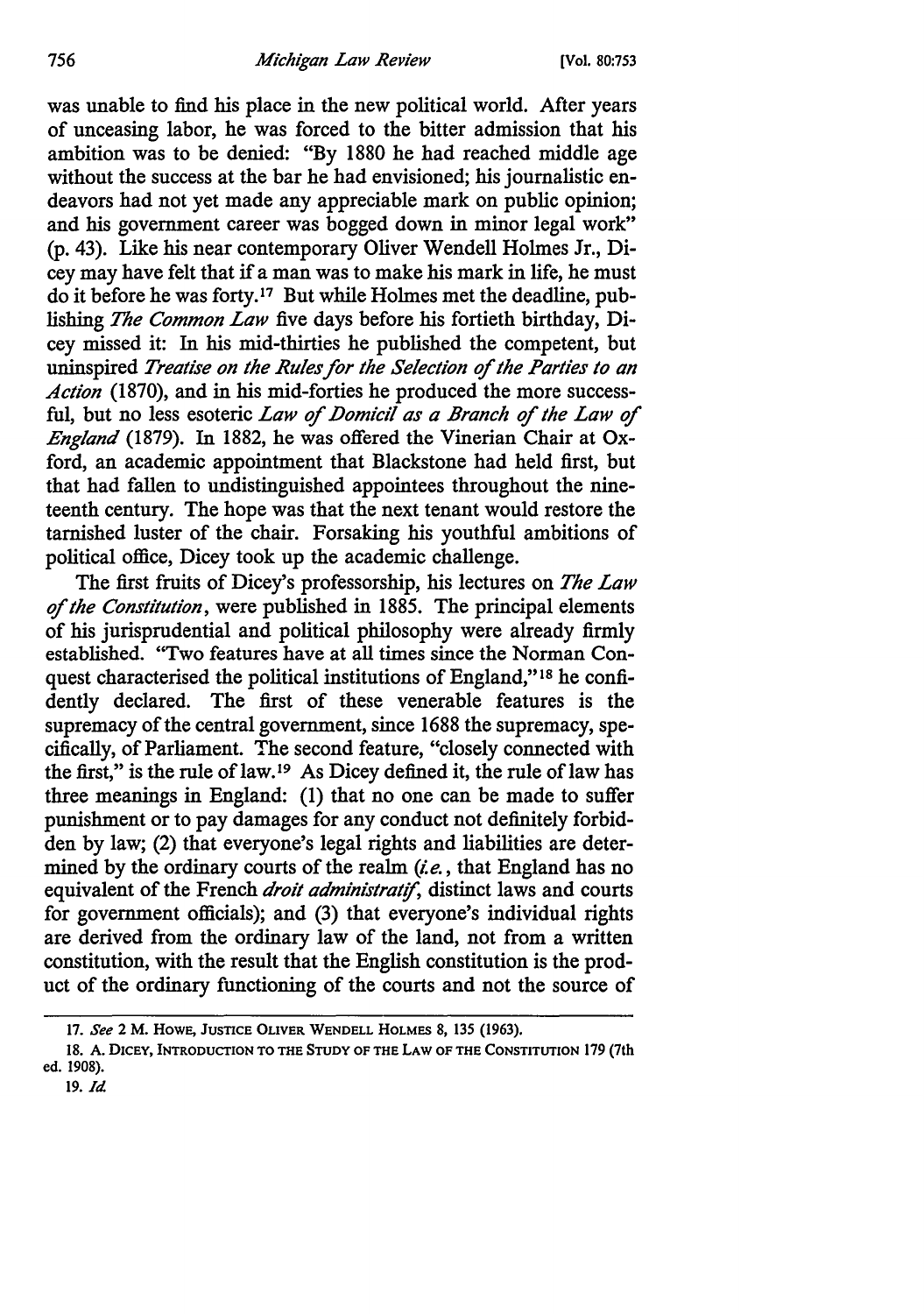was unable to find his place in the new political world. After years of unceasing labor, he was forced to the bitter admission that his ambition was to be denied: "By 1880 he had reached middle age without the success at the bar he had envisioned; his journalistic endeavors had not yet made any appreciable mark on public opinion; and his government career was bogged down in minor legal work" (p. 43). Like his near contemporary Oliver Wendell Holmes Jr., Dicey may have felt that if a man was to make his mark in life, he must do it before he was forty.[17] But while Holmes met the deadline, publishing *The Common Law* five days before his fortieth birthday, Dicey missed it: In his mid-thirties he published the competent, but uninspired *Treatise on the Rules for the Selection of the Parties to an Action* (1870), and in his mid-forties he produced the more successful, but no less esoteric *Law of Domicil as a Branch of the Law of England* (1879). In 1882, he was offered the Vinerian Chair at Oxford, an academic appointment that Blackstone had held first, but that had fallen to undistinguished appointees throughout the nineteenth century. The hope was that the next tenant would restore the tarnished luster of the chair. Forsaking his youthful ambitions of political office, Dicey took up the academic challenge.

The first fruits of Dicey's professorship, his lectures on *The Law of the Constitution*, were published in 1885. The principal elements of his jurisprudential and political philosophy were already firmly established. "Two features have at all times since the Norman Conquest characterised the political institutions of England,"[18] he confidently declared. The first of these venerable features is the supremacy of the central government, since 1688 the supremacy, specifically, of Parliament. The second feature, "closely connected with the first," is the rule of law.[19] As Dicey defined it, the rule of law has three meanings in England: (1) that no one can be made to suffer punishment or to pay damages for any conduct not definitely forbidden by law; (2) that everyone's legal rights and liabilities are determined by the ordinary courts of the realm (*i.e.*, that England has no equivalent of the French *droit administratif*, distinct laws and courts for government officials); and (3) that everyone's individual rights are derived from the ordinary law of the land, not from a written constitution, with the result that the English constitution is the product of the ordinary functioning of the courts and not the source of

---

17. *See* 2 M. Howe, Justice Oliver Wendell Holmes 8, 135 (1963).

18. A. Dicey, Introduction to the Study of the Law of the Constitution 179 (7th ed. 1908).

19. *Id.*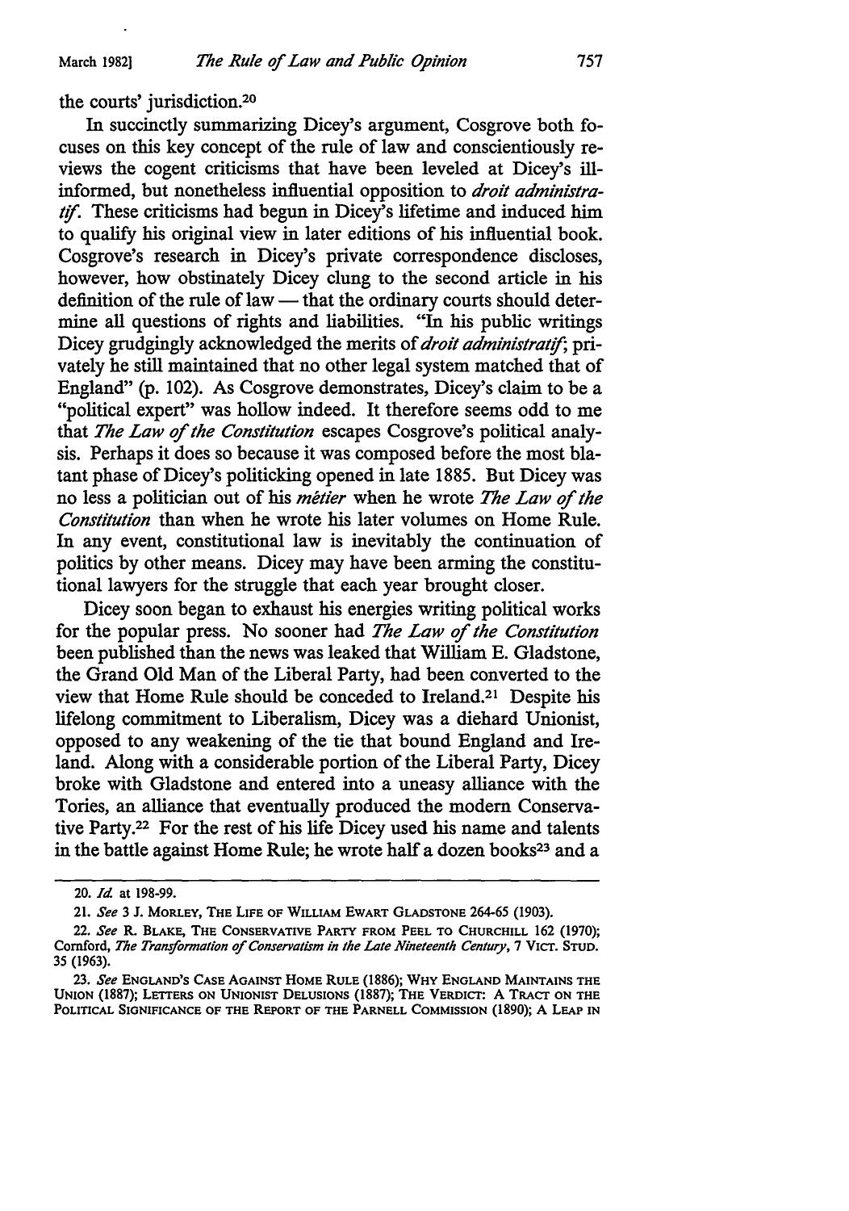the courts' jurisdiction.[20]

In succinctly summarizing Dicey's argument, Cosgrove both focuses on this key concept of the rule of law and conscientiously reviews the cogent criticisms that have been leveled at Dicey's ill-informed, but nonetheless influential opposition to *droit administratif*. These criticisms had begun in Dicey's lifetime and induced him to qualify his original view in later editions of his influential book. Cosgrove's research in Dicey's private correspondence discloses, however, how obstinately Dicey clung to the second article in his definition of the rule of law — that the ordinary courts should determine all questions of rights and liabilities. "In his public writings Dicey grudgingly acknowledged the merits of *droit administratif*; privately he still maintained that no other legal system matched that of England" (p. 102). As Cosgrove demonstrates, Dicey's claim to be a "political expert" was hollow indeed. It therefore seems odd to me that *The Law of the Constitution* escapes Cosgrove's political analysis. Perhaps it does so because it was composed before the most blatant phase of Dicey's politicking opened in late 1885. But Dicey was no less a politician out of his *métier* when he wrote *The Law of the Constitution* than when he wrote his later volumes on Home Rule. In any event, constitutional law is inevitably the continuation of politics by other means. Dicey may have been arming the constitutional lawyers for the struggle that each year brought closer.

Dicey soon began to exhaust his energies writing political works for the popular press. No sooner had *The Law of the Constitution* been published than the news was leaked that William E. Gladstone, the Grand Old Man of the Liberal Party, had been converted to the view that Home Rule should be conceded to Ireland.[21] Despite his lifelong commitment to Liberalism, Dicey was a diehard Unionist, opposed to any weakening of the tie that bound England and Ireland. Along with a considerable portion of the Liberal Party, Dicey broke with Gladstone and entered into a uneasy alliance with the Tories, an alliance that eventually produced the modern Conservative Party.[22] For the rest of his life Dicey used his name and talents in the battle against Home Rule; he wrote half a dozen books[23] and a

---

20. *Id.* at 198-99.

21. *See* 3 J. MORLEY, THE LIFE OF WILLIAM EWART GLADSTONE 264-65 (1903).

22. *See* R. BLAKE, THE CONSERVATIVE PARTY FROM PEEL TO CHURCHILL 162 (1970); Cornford, *The Transformation of Conservatism in the Late Nineteenth Century*, 7 VICT. STUD. 35 (1963).

23. *See* ENGLAND'S CASE AGAINST HOME RULE (1886); WHY ENGLAND MAINTAINS THE UNION (1887); LETTERS ON UNIONIST DELUSIONS (1887); THE VERDICT: A TRACT ON THE POLITICAL SIGNIFICANCE OF THE REPORT OF THE PARNELL COMMISSION (1890); A LEAP IN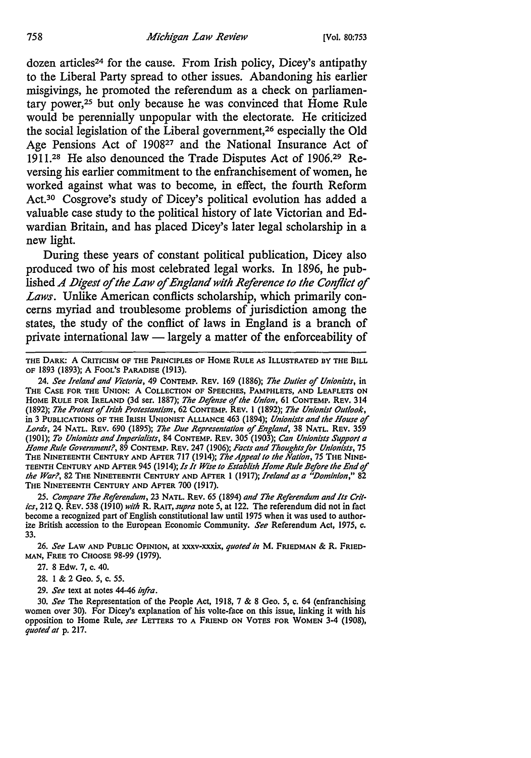dozen articles[24] for the cause. From Irish policy, Dicey's antipathy to the Liberal Party spread to other issues. Abandoning his earlier misgivings, he promoted the referendum as a check on parliamentary power,[25] but only because he was convinced that Home Rule would be perennially unpopular with the electorate. He criticized the social legislation of the Liberal government,[26] especially the Old Age Pensions Act of 1908[27] and the National Insurance Act of 1911.[28] He also denounced the Trade Disputes Act of 1906.[29] Reversing his earlier commitment to the enfranchisement of women, he worked against what was to become, in effect, the fourth Reform Act.[30] Cosgrove's study of Dicey's political evolution has added a valuable case study to the political history of late Victorian and Edwardian Britain, and has placed Dicey's later legal scholarship in a new light.

During these years of constant political publication, Dicey also produced two of his most celebrated legal works. In 1896, he published *A Digest of the Law of England with Reference to the Conflict of Laws*. Unlike American conflicts scholarship, which primarily concerns myriad and troublesome problems of jurisdiction among the states, the study of the conflict of laws in England is a branch of private international law — largely a matter of the enforceability of

---

THE DARK: A CRITICISM OF THE PRINCIPLES OF HOME RULE AS ILLUSTRATED BY THE BILL OF 1893 (1893); A FOOL'S PARADISE (1913).

24. *See Ireland and Victoria*, 49 CONTEMP. REV. 169 (1886); *The Duties of Unionists*, in THE CASE FOR THE UNION: A COLLECTION OF SPEECHES, PAMPHLETS, AND LEAFLETS ON HOME RULE FOR IRELAND (3d ser. 1887); *The Defense of the Union*, 61 CONTEMP. REV. 314 (1892); *The Protest of Irish Protestantism*, 62 CONTEMP. REV. 1 (1892); *The Unionist Outlook*, in 3 PUBLICATIONS OF THE IRISH UNIONIST ALLIANCE 463 (1894); *Unionists and the House of Lords*, 24 NATL. REV. 690 (1895); *The Due Representation of England*, 38 NATL. REV. 359 (1901); *To Unionists and Imperialists*, 84 CONTEMP. REV. 305 (1903); *Can Unionists Support a Home Rule Government?*, 89 CONTEMP. REV. 247 (1906); *Facts and Thoughts for Unionists*, 75 THE NINETEENTH CENTURY AND AFTER 717 (1914); *The Appeal to the Nation*, 75 THE NINETEENTH CENTURY AND AFTER 945 (1914); *Is It Wise to Establish Home Rule Before the End of the War?*, 82 THE NINETEENTH CENTURY AND AFTER 1 (1917); *Ireland as a "Dominion,"* 82 THE NINETEENTH CENTURY AND AFTER 700 (1917).

25. *Compare The Referendum*, 23 NATL. REV. 65 (1894) *and The Referendum and Its Critics*, 212 Q. REV. 538 (1910) *with* R. RAIT, *supra* note 5, at 122. The referendum did not in fact become a recognized part of English constitutional law until 1975 when it was used to authorize British accession to the European Economic Community. *See* Referendum Act, 1975, c. 33.

26. *See* LAW AND PUBLIC OPINION, at xxxv-xxxix, *quoted in* M. FRIEDMAN & R. FRIEDMAN, FREE TO CHOOSE 98-99 (1979).

27. 8 Edw. 7, c. 40.

28. 1 & 2 Geo. 5, c. 55.

29. *See* text at notes 44-46 *infra*.

30. *See* The Representation of the People Act, 1918, 7 & 8 Geo. 5, c. 64 (enfranchising women over 30). For Dicey's explanation of his volte-face on this issue, linking it with his opposition to Home Rule, *see* LETTERS TO A FRIEND ON VOTES FOR WOMEN 3-4 (1908), *quoted at* p. 217.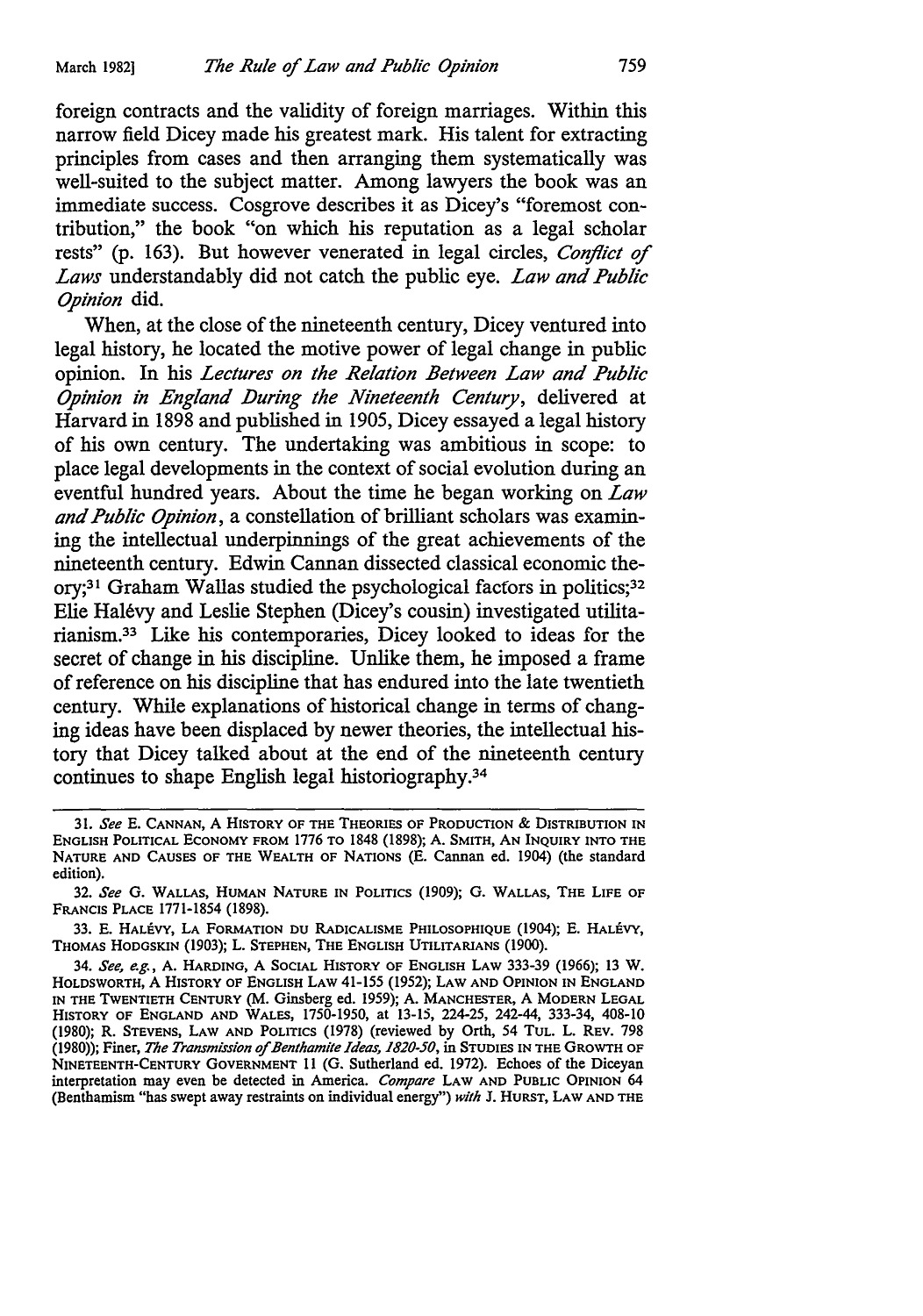foreign contracts and the validity of foreign marriages. Within this narrow field Dicey made his greatest mark. His talent for extracting principles from cases and then arranging them systematically was well-suited to the subject matter. Among lawyers the book was an immediate success. Cosgrove describes it as Dicey's "foremost contribution," the book "on which his reputation as a legal scholar rests" (p. 163). But however venerated in legal circles, *Conflict of Laws* understandably did not catch the public eye. *Law and Public Opinion* did.

When, at the close of the nineteenth century, Dicey ventured into legal history, he located the motive power of legal change in public opinion. In his *Lectures on the Relation Between Law and Public Opinion in England During the Nineteenth Century*, delivered at Harvard in 1898 and published in 1905, Dicey essayed a legal history of his own century. The undertaking was ambitious in scope: to place legal developments in the context of social evolution during an eventful hundred years. About the time he began working on *Law and Public Opinion*, a constellation of brilliant scholars was examining the intellectual underpinnings of the great achievements of the nineteenth century. Edwin Cannan dissected classical economic theory;[31] Graham Wallas studied the psychological factors in politics;[32] Elie Halévy and Leslie Stephen (Dicey's cousin) investigated utilitarianism.[33] Like his contemporaries, Dicey looked to ideas for the secret of change in his discipline. Unlike them, he imposed a frame of reference on his discipline that has endured into the late twentieth century. While explanations of historical change in terms of changing ideas have been displaced by newer theories, the intellectual history that Dicey talked about at the end of the nineteenth century continues to shape English legal historiography.[34]

---

31. *See* E. CANNAN, A HISTORY OF THE THEORIES OF PRODUCTION & DISTRIBUTION IN ENGLISH POLITICAL ECONOMY FROM 1776 TO 1848 (1898); A. SMITH, AN INQUIRY INTO THE NATURE AND CAUSES OF THE WEALTH OF NATIONS (E. Cannan ed. 1904) (the standard edition).

32. *See* G. WALLAS, HUMAN NATURE IN POLITICS (1909); G. WALLAS, THE LIFE OF FRANCIS PLACE 1771-1854 (1898).

33. E. HALÉVY, LA FORMATION DU RADICALISME PHILOSOPHIQUE (1904); E. HALÉVY, THOMAS HODGSKIN (1903); L. STEPHEN, THE ENGLISH UTILITARIANS (1900).

34. *See, e.g.*, A. HARDING, A SOCIAL HISTORY OF ENGLISH LAW 333-39 (1966); 13 W. HOLDSWORTH, A HISTORY OF ENGLISH LAW 41-155 (1952); LAW AND OPINION IN ENGLAND IN THE TWENTIETH CENTURY (M. Ginsberg ed. 1959); A. MANCHESTER, A MODERN LEGAL HISTORY OF ENGLAND AND WALES, 1750-1950, at 13-15, 224-25, 242-44, 333-34, 408-10 (1980); R. STEVENS, LAW AND POLITICS (1978) (reviewed by Orth, 54 TUL. L. REV. 798 (1980)); Finer, *The Transmission of Benthamite Ideas, 1820-50*, in STUDIES IN THE GROWTH OF NINETEENTH-CENTURY GOVERNMENT 11 (G. Sutherland ed. 1972). Echoes of the Diceyan interpretation may even be detected in America. *Compare* LAW AND PUBLIC OPINION 64 (Benthamism "has swept away restraints on individual energy") *with* J. HURST, LAW AND THE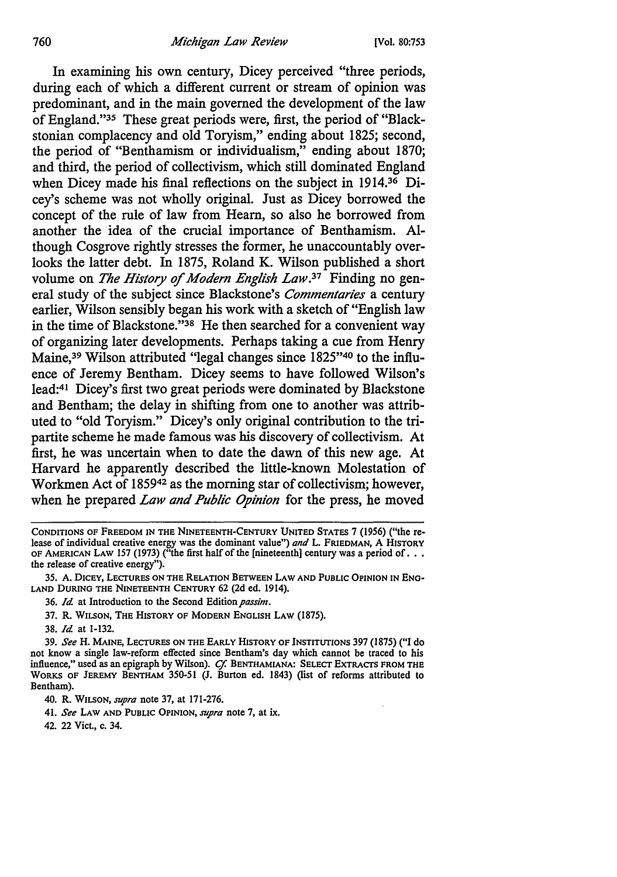In examining his own century, Dicey perceived "three periods, during each of which a different current or stream of opinion was predominant, and in the main governed the development of the law of England."[35] These great periods were, first, the period of "Blackstonian complacency and old Toryism," ending about 1825; second, the period of "Benthamism or individualism," ending about 1870; and third, the period of collectivism, which still dominated England when Dicey made his final reflections on the subject in 1914.[36] Dicey's scheme was not wholly original. Just as Dicey borrowed the concept of the rule of law from Hearn, so also he borrowed from another the idea of the crucial importance of Benthamism. Although Cosgrove rightly stresses the former, he unaccountably overlooks the latter debt. In 1875, Roland K. Wilson published a short volume on *The History of Modern English Law*.[37] Finding no general study of the subject since Blackstone's *Commentaries* a century earlier, Wilson sensibly began his work with a sketch of "English law in the time of Blackstone."[38] He then searched for a convenient way of organizing later developments. Perhaps taking a cue from Henry Maine,[39] Wilson attributed "legal changes since 1825"[40] to the influence of Jeremy Bentham. Dicey seems to have followed Wilson's lead:[41] Dicey's first two great periods were dominated by Blackstone and Bentham; the delay in shifting from one to another was attributed to "old Toryism." Dicey's only original contribution to the tripartite scheme he made famous was his discovery of collectivism. At first, he was uncertain when to date the dawn of this new age. At Harvard he apparently described the little-known Molestation of Workmen Act of 1859[42] as the morning star of collectivism; however, when he prepared *Law and Public Opinion* for the press, he moved

---

CONDITIONS OF FREEDOM IN THE NINETEENTH-CENTURY UNITED STATES 7 (1956) ("the release of individual creative energy was the dominant value") *and* L. FRIEDMAN, A HISTORY OF AMERICAN LAW 157 (1973) ("the first half of the [nineteenth] century was a period of . . . the release of creative energy").

35. A. DICEY, LECTURES ON THE RELATION BETWEEN LAW AND PUBLIC OPINION IN ENGLAND DURING THE NINETEENTH CENTURY 62 (2d ed. 1914).

36. *Id.* at Introduction to the Second Edition *passim*.

37. R. WILSON, THE HISTORY OF MODERN ENGLISH LAW (1875).

38. *Id.* at 1-132.

39. *See* H. MAINE, LECTURES ON THE EARLY HISTORY OF INSTITUTIONS 397 (1875) ("I do not know a single law-reform effected since Bentham's day which cannot be traced to his influence," used as an epigraph by Wilson). *Cf.* BENTHAMIANA: SELECT EXTRACTS FROM THE WORKS OF JEREMY BENTHAM 350-51 (J. Burton ed. 1843) (list of reforms attributed to Bentham).

40. R. WILSON, *supra* note 37, at 171-276.

41. *See* LAW AND PUBLIC OPINION, *supra* note 7, at ix.

42. 22 Vict., c. 34.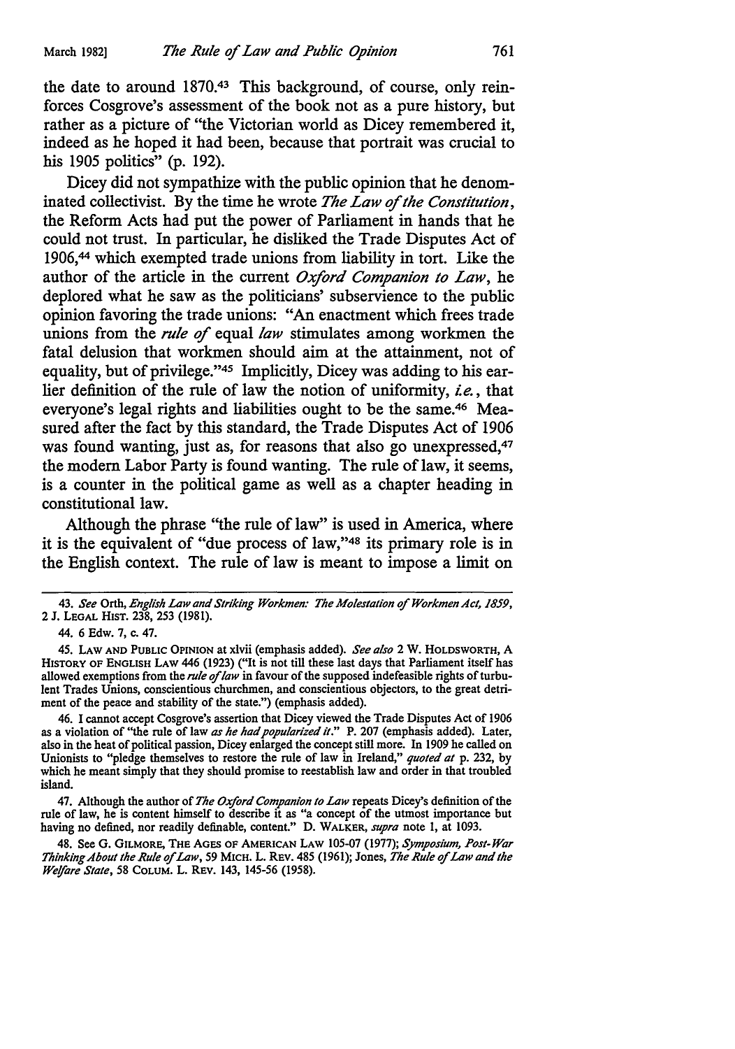the date to around 1870.[43] This background, of course, only reinforces Cosgrove's assessment of the book not as a pure history, but rather as a picture of "the Victorian world as Dicey remembered it, indeed as he hoped it had been, because that portrait was crucial to his 1905 politics" (p. 192).

Dicey did not sympathize with the public opinion that he denominated collectivist. By the time he wrote *The Law of the Constitution*, the Reform Acts had put the power of Parliament in hands that he could not trust. In particular, he disliked the Trade Disputes Act of 1906,[44] which exempted trade unions from liability in tort. Like the author of the article in the current *Oxford Companion to Law*, he deplored what he saw as the politicians' subservience to the public opinion favoring the trade unions: "An enactment which frees trade unions from the *rule of* equal *law* stimulates among workmen the fatal delusion that workmen should aim at the attainment, not of equality, but of privilege."[45] Implicitly, Dicey was adding to his earlier definition of the rule of law the notion of uniformity, *i.e.*, that everyone's legal rights and liabilities ought to be the same.[46] Measured after the fact by this standard, the Trade Disputes Act of 1906 was found wanting, just as, for reasons that also go unexpressed,[47] the modern Labor Party is found wanting. The rule of law, it seems, is a counter in the political game as well as a chapter heading in constitutional law.

Although the phrase "the rule of law" is used in America, where it is the equivalent of "due process of law,"[48] its primary role is in the English context. The rule of law is meant to impose a limit on

---

43. *See* Orth, *English Law and Striking Workmen: The Molestation of Workmen Act, 1859*, 2 J. LEGAL HIST. 238, 253 (1981).

44. 6 Edw. 7, c. 47.

45. LAW AND PUBLIC OPINION at xlvii (emphasis added). *See also* 2 W. HOLDSWORTH, A HISTORY OF ENGLISH LAW 446 (1923) ("It is not till these last days that Parliament itself has allowed exemptions from the *rule of law* in favour of the supposed indefeasible rights of turbulent Trades Unions, conscientious churchmen, and conscientious objectors, to the great detriment of the peace and stability of the state.") (emphasis added).

46. I cannot accept Cosgrove's assertion that Dicey viewed the Trade Disputes Act of 1906 as a violation of "the rule of law *as he had popularized it*." P. 207 (emphasis added). Later, also in the heat of political passion, Dicey enlarged the concept still more. In 1909 he called on Unionists to "pledge themselves to restore the rule of law in Ireland," *quoted at* p. 232, by which he meant simply that they should promise to reestablish law and order in that troubled island.

47. Although the author of *The Oxford Companion to Law* repeats Dicey's definition of the rule of law, he is content himself to describe it as "a concept of the utmost importance but having no defined, nor readily definable, content." D. WALKER, *supra* note 1, at 1093.

48. See G. GILMORE, THE AGES OF AMERICAN LAW 105-07 (1977); *Symposium, Post-War Thinking About the Rule of Law*, 59 MICH. L. REV. 485 (1961); Jones, *The Rule of Law and the Welfare State*, 58 COLUM. L. REV. 143, 145-56 (1958).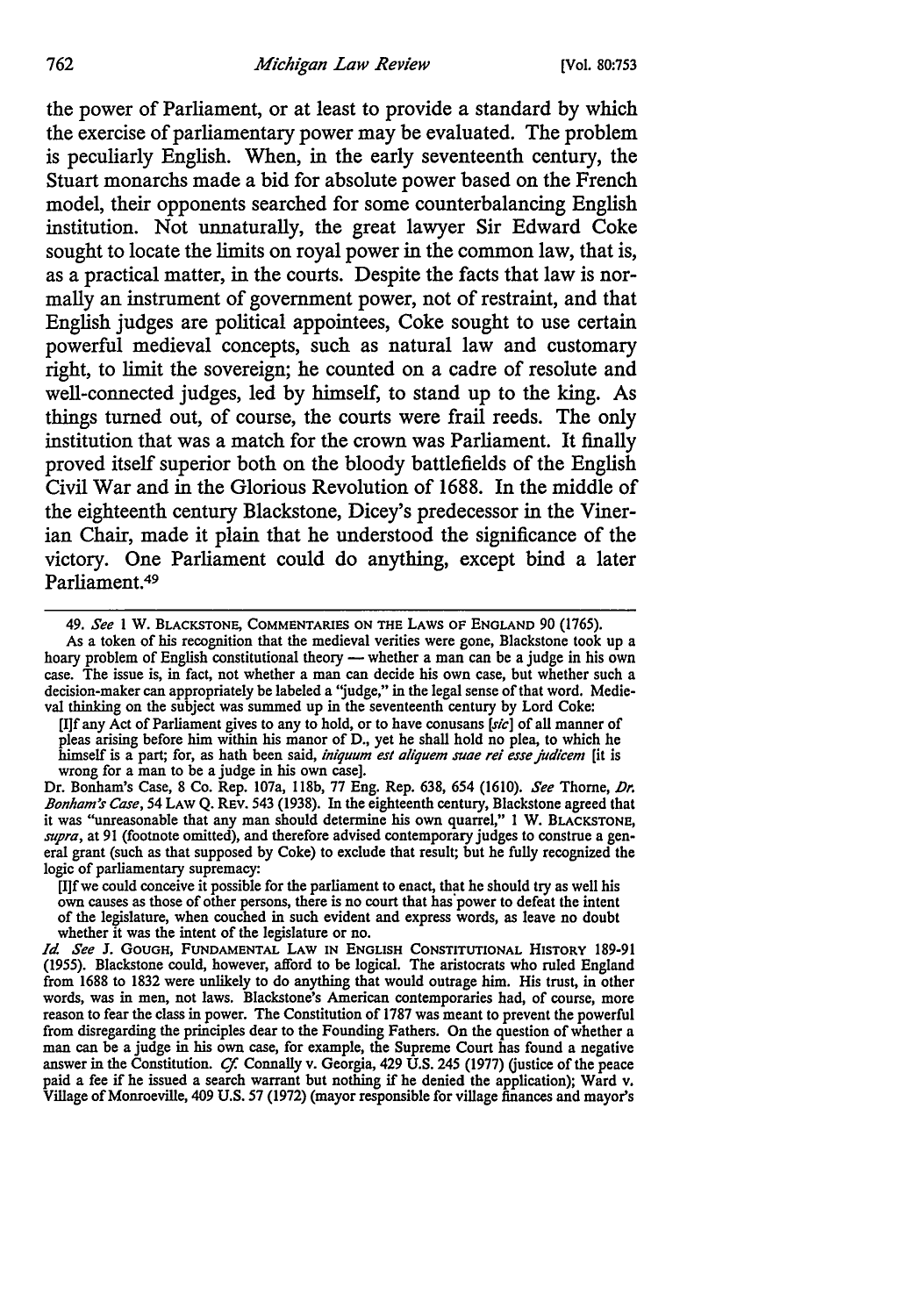the power of Parliament, or at least to provide a standard by which the exercise of parliamentary power may be evaluated. The problem is peculiarly English. When, in the early seventeenth century, the Stuart monarchs made a bid for absolute power based on the French model, their opponents searched for some counterbalancing English institution. Not unnaturally, the great lawyer Sir Edward Coke sought to locate the limits on royal power in the common law, that is, as a practical matter, in the courts. Despite the facts that law is normally an instrument of government power, not of restraint, and that English judges are political appointees, Coke sought to use certain powerful medieval concepts, such as natural law and customary right, to limit the sovereign; he counted on a cadre of resolute and well-connected judges, led by himself, to stand up to the king. As things turned out, of course, the courts were frail reeds. The only institution that was a match for the crown was Parliament. It finally proved itself superior both on the bloody battlefields of the English Civil War and in the Glorious Revolution of 1688. In the middle of the eighteenth century Blackstone, Dicey's predecessor in the Vinerian Chair, made it plain that he understood the significance of the victory. One Parliament could do anything, except bind a later Parliament.[49]

---

49. *See* 1 W. BLACKSTONE, COMMENTARIES ON THE LAWS OF ENGLAND 90 (1765).

As a token of his recognition that the medieval verities were gone, Blackstone took up a hoary problem of English constitutional theory — whether a man can be a judge in his own case. The issue is, in fact, not whether a man can decide his own case, but whether such a decision-maker can appropriately be labeled a "judge," in the legal sense of that word. Medieval thinking on the subject was summed up in the seventeenth century by Lord Coke:

> [I]f any Act of Parliament gives to any to hold, or to have conusans [*sic*] of all manner of pleas arising before him within his manor of D., yet he shall hold no plea, to which he himself is a part; for, as hath been said, *iniquum est aliquem suae rei esse judicem* [it is wrong for a man to be a judge in his own case].

Dr. Bonham's Case, 8 Co. Rep. 107a, 118b, 77 Eng. Rep. 638, 654 (1610). *See* Thorne, *Dr. Bonham's Case*, 54 LAW Q. REV. 543 (1938). In the eighteenth century, Blackstone agreed that it was "unreasonable that any man should determine his own quarrel," 1 W. BLACKSTONE, *supra*, at 91 (footnote omitted), and therefore advised contemporary judges to construe a general grant (such as that supposed by Coke) to exclude that result; but he fully recognized the logic of parliamentary supremacy:

> [I]f we could conceive it possible for the parliament to enact, that he should try as well his own causes as those of other persons, there is no court that has power to defeat the intent of the legislature, when couched in such evident and express words, as leave no doubt whether it was the intent of the legislature or no.

*Id.* *See* J. GOUGH, FUNDAMENTAL LAW IN ENGLISH CONSTITUTIONAL HISTORY 189-91 (1955). Blackstone could, however, afford to be logical. The aristocrats who ruled England from 1688 to 1832 were unlikely to do anything that would outrage him. His trust, in other words, was in men, not laws. Blackstone's American contemporaries had, of course, more reason to fear the class in power. The Constitution of 1787 was meant to prevent the powerful from disregarding the principles dear to the Founding Fathers. On the question of whether a man can be a judge in his own case, for example, the Supreme Court has found a negative answer in the Constitution. *Cf.* Connally v. Georgia, 429 U.S. 245 (1977) (justice of the peace paid a fee if he issued a search warrant but nothing if he denied the application); Ward v. Village of Monroeville, 409 U.S. 57 (1972) (mayor responsible for village finances and mayor's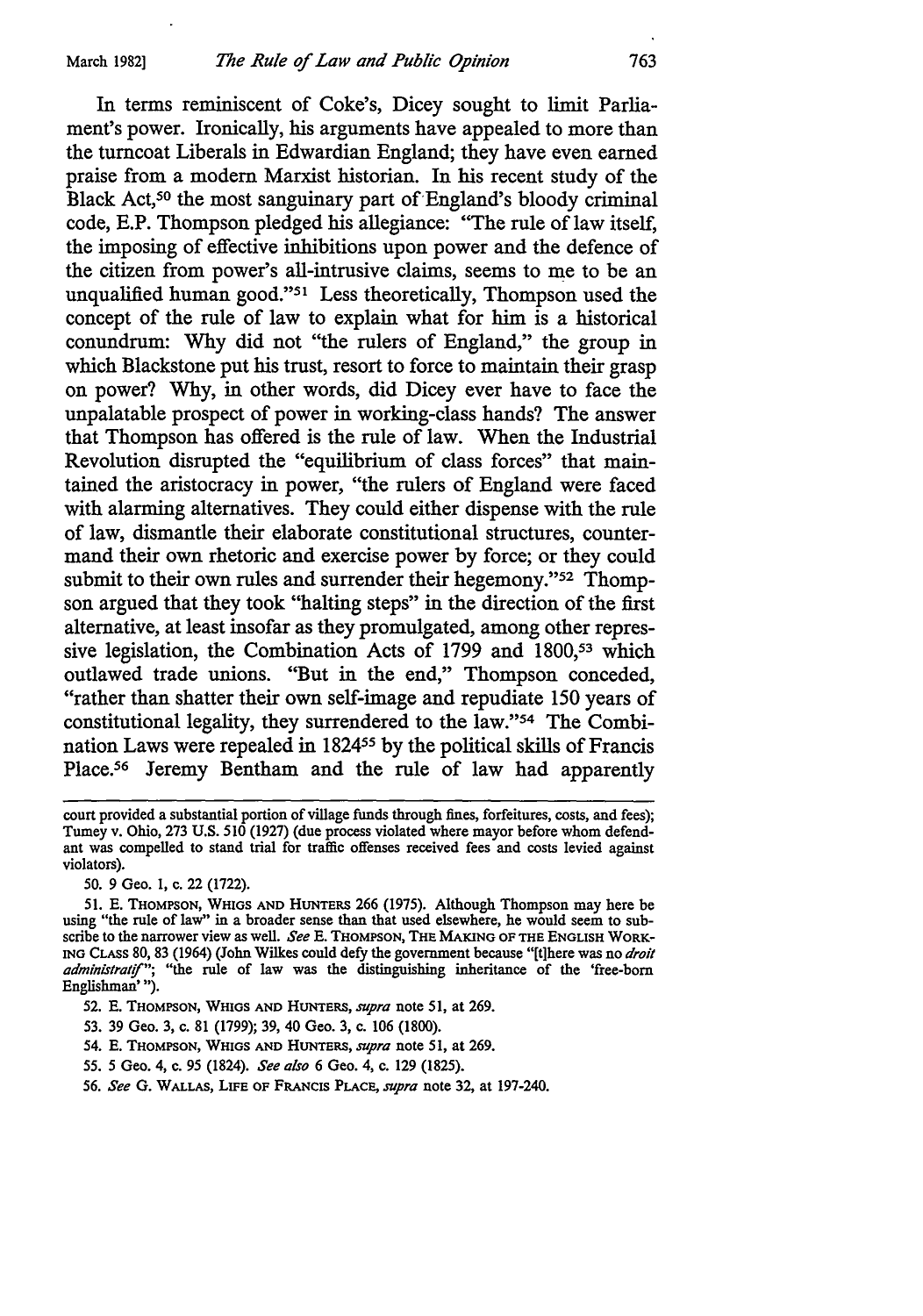In terms reminiscent of Coke's, Dicey sought to limit Parliament's power. Ironically, his arguments have appealed to more than the turncoat Liberals in Edwardian England; they have even earned praise from a modern Marxist historian. In his recent study of the Black Act,[50] the most sanguinary part of England's bloody criminal code, E.P. Thompson pledged his allegiance: "The rule of law itself, the imposing of effective inhibitions upon power and the defence of the citizen from power's all-intrusive claims, seems to me to be an unqualified human good."[51] Less theoretically, Thompson used the concept of the rule of law to explain what for him is a historical conundrum: Why did not "the rulers of England," the group in which Blackstone put his trust, resort to force to maintain their grasp on power? Why, in other words, did Dicey ever have to face the unpalatable prospect of power in working-class hands? The answer that Thompson has offered is the rule of law. When the Industrial Revolution disrupted the "equilibrium of class forces" that maintained the aristocracy in power, "the rulers of England were faced with alarming alternatives. They could either dispense with the rule of law, dismantle their elaborate constitutional structures, countermand their own rhetoric and exercise power by force; or they could submit to their own rules and surrender their hegemony."[52] Thompson argued that they took "halting steps" in the direction of the first alternative, at least insofar as they promulgated, among other repressive legislation, the Combination Acts of 1799 and 1800,[53] which outlawed trade unions. "But in the end," Thompson conceded, "rather than shatter their own self-image and repudiate 150 years of constitutional legality, they surrendered to the law."[54] The Combination Laws were repealed in 1824[55] by the political skills of Francis Place.[56] Jeremy Bentham and the rule of law had apparently

---

court provided a substantial portion of village funds through fines, forfeitures, costs, and fees); Tumey v. Ohio, 273 U.S. 510 (1927) (due process violated where mayor before whom defendant was compelled to stand trial for traffic offenses received fees and costs levied against violators).

50. 9 Geo. 1, c. 22 (1722).

51. E. THOMPSON, WHIGS AND HUNTERS 266 (1975). Although Thompson may here be using "the rule of law" in a broader sense than that used elsewhere, he would seem to subscribe to the narrower view as well. *See* E. THOMPSON, THE MAKING OF THE ENGLISH WORKING CLASS 80, 83 (1964) (John Wilkes could defy the government because "[t]here was no *droit administratif*"; "the rule of law was the distinguishing inheritance of the 'free-born Englishman' ").

52. E. THOMPSON, WHIGS AND HUNTERS, *supra* note 51, at 269.

53. 39 Geo. 3, c. 81 (1799); 39, 40 Geo. 3, c. 106 (1800).

54. E. THOMPSON, WHIGS AND HUNTERS, *supra* note 51, at 269.

55. 5 Geo. 4, c. 95 (1824). *See also* 6 Geo. 4, c. 129 (1825).

56. *See* G. WALLAS, LIFE OF FRANCIS PLACE, *supra* note 32, at 197-240.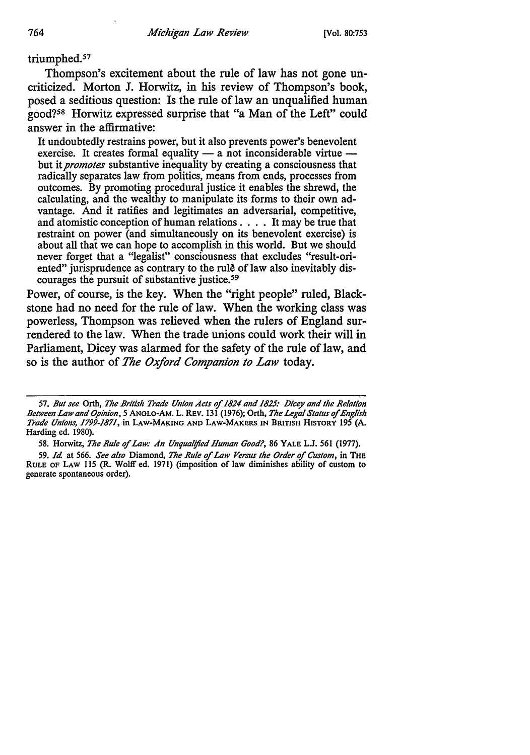triumphed.[57]

Thompson's excitement about the rule of law has not gone uncriticized. Morton J. Horwitz, in his review of Thompson's book, posed a seditious question: Is the rule of law an unqualified human good?[58] Horwitz expressed surprise that "a Man of the Left" could answer in the affirmative:

> It undoubtedly restrains power, but it also prevents power's benevolent exercise. It creates formal equality — a not inconsiderable virtue — but it *promotes* substantive inequality by creating a consciousness that radically separates law from politics, means from ends, processes from outcomes. By promoting procedural justice it enables the shrewd, the calculating, and the wealthy to manipulate its forms to their own advantage. And it ratifies and legitimates an adversarial, competitive, and atomistic conception of human relations . . . . It may be true that restraint on power (and simultaneously on its benevolent exercise) is about all that we can hope to accomplish in this world. But we should never forget that a "legalist" consciousness that excludes "result-oriented" jurisprudence as contrary to the rule of law also inevitably discourages the pursuit of substantive justice.[59]

Power, of course, is the key. When the "right people" ruled, Blackstone had no need for the rule of law. When the working class was powerless, Thompson was relieved when the rulers of England surrendered to the law. When the trade unions could work their will in Parliament, Dicey was alarmed for the safety of the rule of law, and so is the author of *The Oxford Companion to Law* today.

---

57. *But see* Orth, *The British Trade Union Acts of 1824 and 1825: Dicey and the Relation Between Law and Opinion*, 5 ANGLO-AM. L. REV. 131 (1976); Orth, *The Legal Status of English Trade Unions, 1799-1871*, in LAW-MAKING AND LAW-MAKERS IN BRITISH HISTORY 195 (A. Harding ed. 1980).

58. Horwitz, *The Rule of Law: An Unqualified Human Good?*, 86 YALE L.J. 561 (1977).

59. *Id.* at 566. *See also* Diamond, *The Rule of Law Versus the Order of Custom*, in THE RULE OF LAW 115 (R. Wolff ed. 1971) (imposition of law diminishes ability of custom to generate spontaneous order).